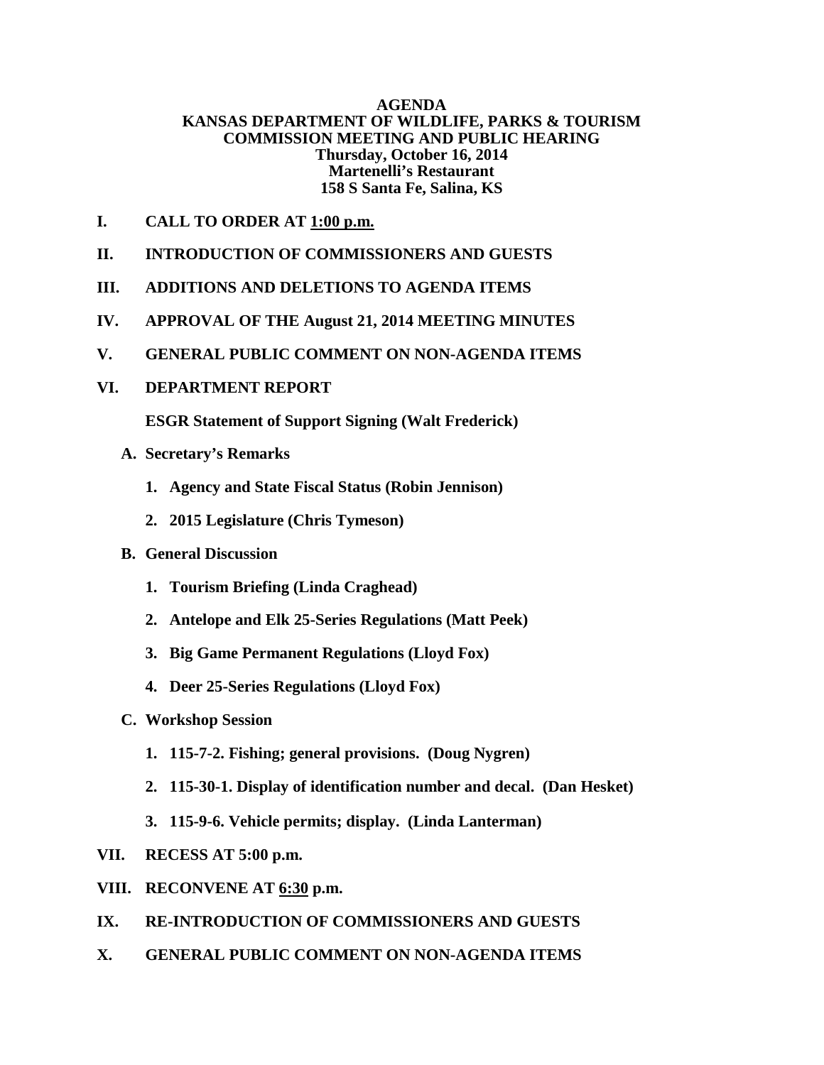**AGENDA**
**KANSAS DEPARTMENT OF WILDLIFE, PARKS & TOURISM**
**COMMISSION MEETING AND PUBLIC HEARING**
**Thursday, October 16, 2014**
**Martenelli's Restaurant**
**158 S Santa Fe, Salina, KS**

**I. CALL TO ORDER AT 1:00 p.m.**

**II. INTRODUCTION OF COMMISSIONERS AND GUESTS**

**III. ADDITIONS AND DELETIONS TO AGENDA ITEMS**

**IV. APPROVAL OF THE August 21, 2014 MEETING MINUTES**

**V. GENERAL PUBLIC COMMENT ON NON-AGENDA ITEMS**

**VI. DEPARTMENT REPORT**

**ESGR Statement of Support Signing (Walt Frederick)**

- **A. Secretary's Remarks**
  1. **Agency and State Fiscal Status (Robin Jennison)**
  2. **2015 Legislature (Chris Tymeson)**
- **B. General Discussion**
  1. **Tourism Briefing (Linda Craghead)**
  2. **Antelope and Elk 25-Series Regulations (Matt Peek)**
  3. **Big Game Permanent Regulations (Lloyd Fox)**
  4. **Deer 25-Series Regulations (Lloyd Fox)**
- **C. Workshop Session**
  1. **115-7-2. Fishing; general provisions. (Doug Nygren)**
  2. **115-30-1. Display of identification number and decal. (Dan Hesket)**
  3. **115-9-6. Vehicle permits; display. (Linda Lanterman)**

**VII. RECESS AT 5:00 p.m.**

**VIII. RECONVENE AT 6:30 p.m.**

**IX. RE-INTRODUCTION OF COMMISSIONERS AND GUESTS**

**X. GENERAL PUBLIC COMMENT ON NON-AGENDA ITEMS**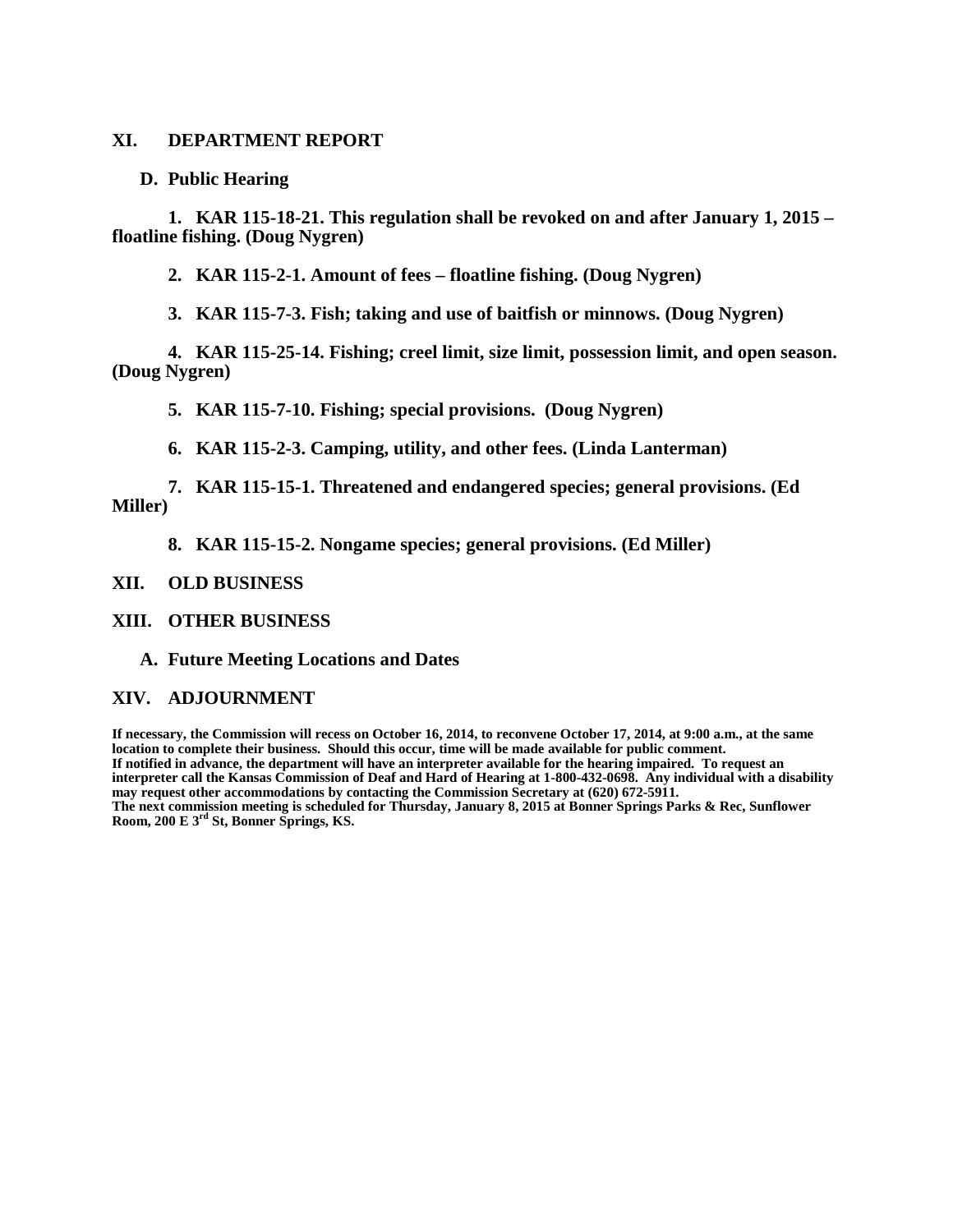**XI. DEPARTMENT REPORT**

**D. Public Hearing**

1. **KAR 115-18-21. This regulation shall be revoked on and after January 1, 2015 – floatline fishing. (Doug Nygren)**

2. **KAR 115-2-1. Amount of fees – floatline fishing. (Doug Nygren)**

3. **KAR 115-7-3. Fish; taking and use of baitfish or minnows. (Doug Nygren)**

4. **KAR 115-25-14. Fishing; creel limit, size limit, possession limit, and open season. (Doug Nygren)**

5. **KAR 115-7-10. Fishing; special provisions. (Doug Nygren)**

6. **KAR 115-2-3. Camping, utility, and other fees. (Linda Lanterman)**

7. **KAR 115-15-1. Threatened and endangered species; general provisions. (Ed Miller)**

8. **KAR 115-15-2. Nongame species; general provisions. (Ed Miller)**

**XII. OLD BUSINESS**

**XIII. OTHER BUSINESS**

**A. Future Meeting Locations and Dates**

**XIV. ADJOURNMENT**

**If necessary, the Commission will recess on October 16, 2014, to reconvene October 17, 2014, at 9:00 a.m., at the same location to complete their business. Should this occur, time will be made available for public comment.**
**If notified in advance, the department will have an interpreter available for the hearing impaired. To request an interpreter call the Kansas Commission of Deaf and Hard of Hearing at 1-800-432-0698. Any individual with a disability may request other accommodations by contacting the Commission Secretary at (620) 672-5911.**
**The next commission meeting is scheduled for Thursday, January 8, 2015 at Bonner Springs Parks & Rec, Sunflower Room, 200 E 3rd St, Bonner Springs, KS.**